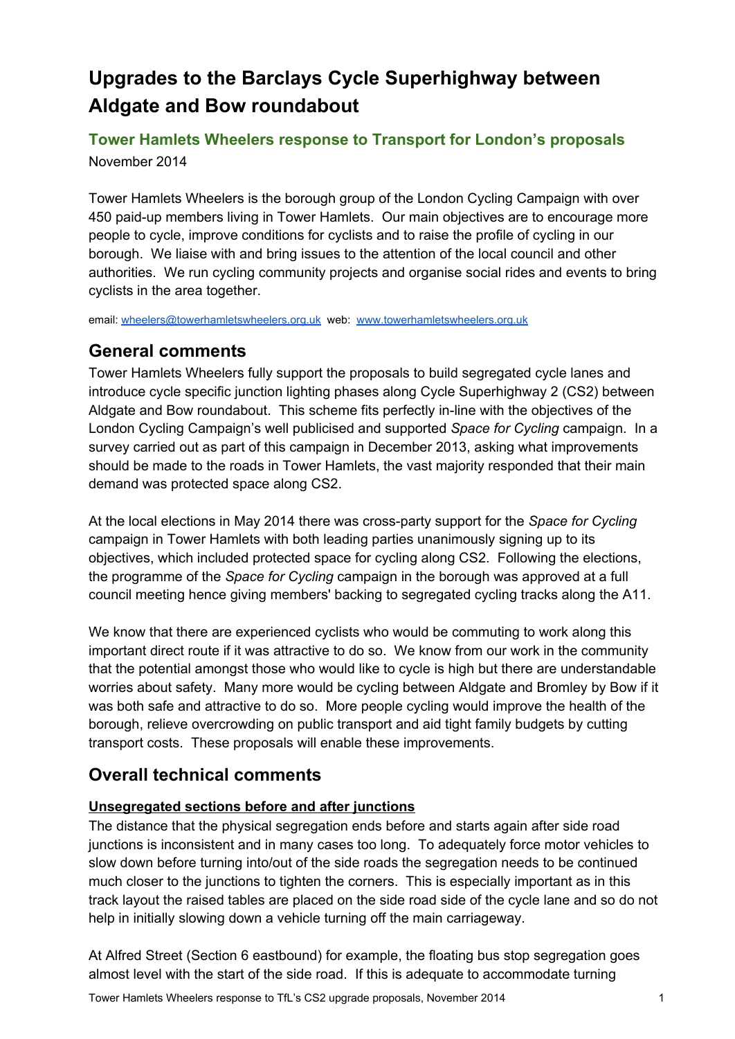# Upgrades to the Barclays Cycle Superhighway between Aldgate and Bow roundabout

### Tower Hamlets Wheelers response to Transport for London's proposals

November 2014

Tower Hamlets Wheelers is the borough group of the London Cycling Campaign with over 450 paid-up members living in Tower Hamlets. Our main objectives are to encourage more people to cycle, improve conditions for cyclists and to raise the profile of cycling in our borough. We liaise with and bring issues to the attention of the local council and other authorities. We run cycling community projects and organise social rides and events to bring cyclists in the area together.

email: [wheelers@towerhamletswheelers.org.uk](mailto:wheelers@towerhamletswheelers.org.uk) web: [www.towerhamletswheelers.org.uk](http://www.towerhamletswheelers.org.uk)

## General comments

Tower Hamlets Wheelers fully support the proposals to build segregated cycle lanes and introduce cycle specific junction lighting phases along Cycle Superhighway 2 (CS2) between Aldgate and Bow roundabout. This scheme fits perfectly in-line with the objectives of the London Cycling Campaign's well publicised and supported *Space for Cycling* campaign. In a survey carried out as part of this campaign in December 2013, asking what improvements should be made to the roads in Tower Hamlets, the vast majority responded that their main demand was protected space along CS2.

At the local elections in May 2014 there was cross-party support for the *Space for Cycling* campaign in Tower Hamlets with both leading parties unanimously signing up to its objectives, which included protected space for cycling along CS2. Following the elections, the programme of the *Space for Cycling* campaign in the borough was approved at a full council meeting hence giving members' backing to segregated cycling tracks along the A11.

We know that there are experienced cyclists who would be commuting to work along this important direct route if it was attractive to do so. We know from our work in the community that the potential amongst those who would like to cycle is high but there are understandable worries about safety. Many more would be cycling between Aldgate and Bromley by Bow if it was both safe and attractive to do so. More people cycling would improve the health of the borough, relieve overcrowding on public transport and aid tight family budgets by cutting transport costs. These proposals will enable these improvements.

## Overall technical comments

**Unsegregated sections before and after junctions**

The distance that the physical segregation ends before and starts again after side road junctions is inconsistent and in many cases too long. To adequately force motor vehicles to slow down before turning into/out of the side roads the segregation needs to be continued much closer to the junctions to tighten the corners. This is especially important as in this track layout the raised tables are placed on the side road side of the cycle lane and so do not help in initially slowing down a vehicle turning off the main carriageway.

At Alfred Street (Section 6 eastbound) for example, the floating bus stop segregation goes almost level with the start of the side road. If this is adequate to accommodate turning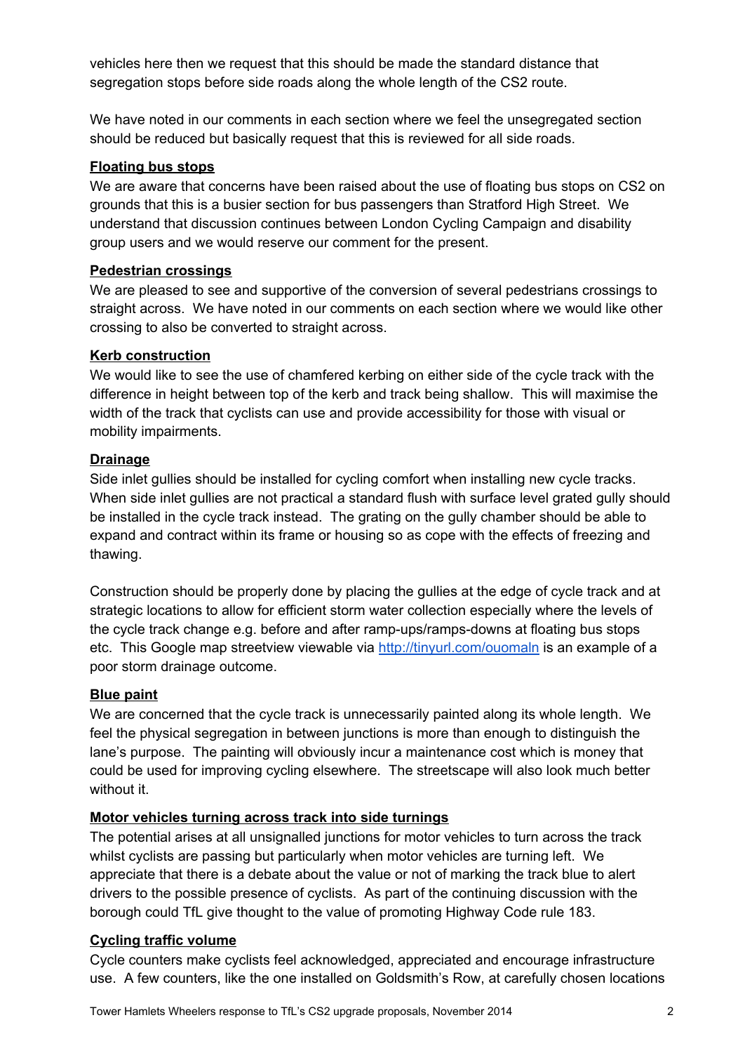vehicles here then we request that this should be made the standard distance that segregation stops before side roads along the whole length of the CS2 route.

We have noted in our comments in each section where we feel the unsegregated section should be reduced but basically request that this is reviewed for all side roads.

**Floating bus stops**

We are aware that concerns have been raised about the use of floating bus stops on CS2 on grounds that this is a busier section for bus passengers than Stratford High Street. We understand that discussion continues between London Cycling Campaign and disability group users and we would reserve our comment for the present.

**Pedestrian crossings**

We are pleased to see and supportive of the conversion of several pedestrians crossings to straight across. We have noted in our comments on each section where we would like other crossing to also be converted to straight across.

**Kerb construction**

We would like to see the use of chamfered kerbing on either side of the cycle track with the difference in height between top of the kerb and track being shallow. This will maximise the width of the track that cyclists can use and provide accessibility for those with visual or mobility impairments.

**Drainage**

Side inlet gullies should be installed for cycling comfort when installing new cycle tracks. When side inlet gullies are not practical a standard flush with surface level grated gully should be installed in the cycle track instead. The grating on the gully chamber should be able to expand and contract within its frame or housing so as cope with the effects of freezing and thawing.

Construction should be properly done by placing the gullies at the edge of cycle track and at strategic locations to allow for efficient storm water collection especially where the levels of the cycle track change e.g. before and after ramp-ups/ramps-downs at floating bus stops etc. This Google map streetview viewable via http://tinyurl.com/ouomaln is an example of a poor storm drainage outcome.

**Blue paint**

We are concerned that the cycle track is unnecessarily painted along its whole length. We feel the physical segregation in between junctions is more than enough to distinguish the lane's purpose. The painting will obviously incur a maintenance cost which is money that could be used for improving cycling elsewhere. The streetscape will also look much better without it.

**Motor vehicles turning across track into side turnings**

The potential arises at all unsignalled junctions for motor vehicles to turn across the track whilst cyclists are passing but particularly when motor vehicles are turning left. We appreciate that there is a debate about the value or not of marking the track blue to alert drivers to the possible presence of cyclists. As part of the continuing discussion with the borough could TfL give thought to the value of promoting Highway Code rule 183.

**Cycling traffic volume**

Cycle counters make cyclists feel acknowledged, appreciated and encourage infrastructure use. A few counters, like the one installed on Goldsmith's Row, at carefully chosen locations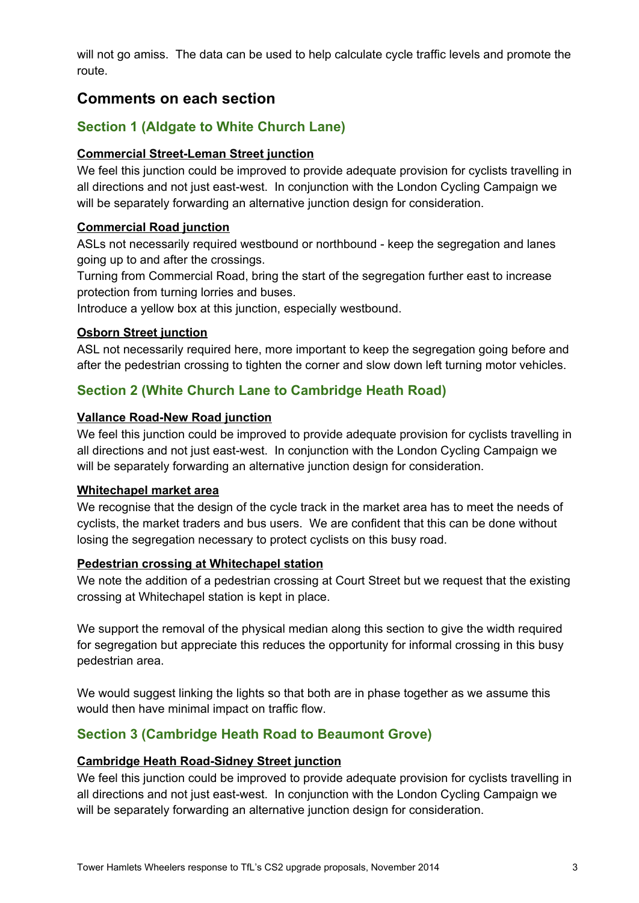will not go amiss. The data can be used to help calculate cycle traffic levels and promote the route.

## Comments on each section

### Section 1 (Aldgate to White Church Lane)

**Commercial Street-Leman Street junction**

We feel this junction could be improved to provide adequate provision for cyclists travelling in all directions and not just east-west. In conjunction with the London Cycling Campaign we will be separately forwarding an alternative junction design for consideration.

**Commercial Road junction**

ASLs not necessarily required westbound or northbound - keep the segregation and lanes going up to and after the crossings.

Turning from Commercial Road, bring the start of the segregation further east to increase protection from turning lorries and buses.

Introduce a yellow box at this junction, especially westbound.

**Osborn Street junction**

ASL not necessarily required here, more important to keep the segregation going before and after the pedestrian crossing to tighten the corner and slow down left turning motor vehicles.

### Section 2 (White Church Lane to Cambridge Heath Road)

**Vallance Road-New Road junction**

We feel this junction could be improved to provide adequate provision for cyclists travelling in all directions and not just east-west. In conjunction with the London Cycling Campaign we will be separately forwarding an alternative junction design for consideration.

**Whitechapel market area**

We recognise that the design of the cycle track in the market area has to meet the needs of cyclists, the market traders and bus users. We are confident that this can be done without losing the segregation necessary to protect cyclists on this busy road.

**Pedestrian crossing at Whitechapel station**

We note the addition of a pedestrian crossing at Court Street but we request that the existing crossing at Whitechapel station is kept in place.

We support the removal of the physical median along this section to give the width required for segregation but appreciate this reduces the opportunity for informal crossing in this busy pedestrian area.

We would suggest linking the lights so that both are in phase together as we assume this would then have minimal impact on traffic flow.

### Section 3 (Cambridge Heath Road to Beaumont Grove)

**Cambridge Heath Road-Sidney Street junction**

We feel this junction could be improved to provide adequate provision for cyclists travelling in all directions and not just east-west. In conjunction with the London Cycling Campaign we will be separately forwarding an alternative junction design for consideration.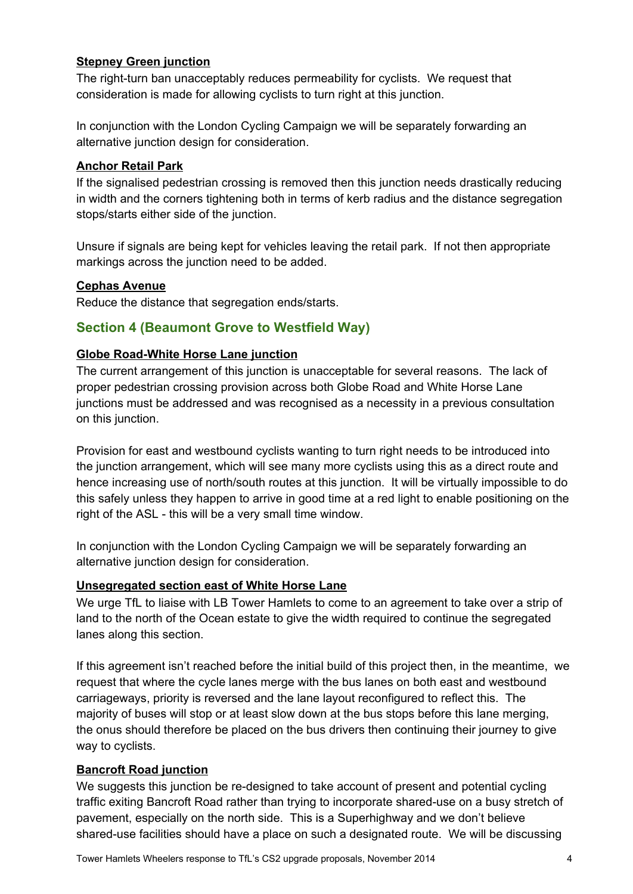**Stepney Green junction**

The right-turn ban unacceptably reduces permeability for cyclists. We request that consideration is made for allowing cyclists to turn right at this junction.

In conjunction with the London Cycling Campaign we will be separately forwarding an alternative junction design for consideration.

**Anchor Retail Park**

If the signalised pedestrian crossing is removed then this junction needs drastically reducing in width and the corners tightening both in terms of kerb radius and the distance segregation stops/starts either side of the junction.

Unsure if signals are being kept for vehicles leaving the retail park. If not then appropriate markings across the junction need to be added.

**Cephas Avenue**

Reduce the distance that segregation ends/starts.

## Section 4 (Beaumont Grove to Westfield Way)

**Globe Road-White Horse Lane junction**

The current arrangement of this junction is unacceptable for several reasons. The lack of proper pedestrian crossing provision across both Globe Road and White Horse Lane junctions must be addressed and was recognised as a necessity in a previous consultation on this junction.

Provision for east and westbound cyclists wanting to turn right needs to be introduced into the junction arrangement, which will see many more cyclists using this as a direct route and hence increasing use of north/south routes at this junction. It will be virtually impossible to do this safely unless they happen to arrive in good time at a red light to enable positioning on the right of the ASL - this will be a very small time window.

In conjunction with the London Cycling Campaign we will be separately forwarding an alternative junction design for consideration.

**Unsegregated section east of White Horse Lane**

We urge TfL to liaise with LB Tower Hamlets to come to an agreement to take over a strip of land to the north of the Ocean estate to give the width required to continue the segregated lanes along this section.

If this agreement isn't reached before the initial build of this project then, in the meantime, we request that where the cycle lanes merge with the bus lanes on both east and westbound carriageways, priority is reversed and the lane layout reconfigured to reflect this. The majority of buses will stop or at least slow down at the bus stops before this lane merging, the onus should therefore be placed on the bus drivers then continuing their journey to give way to cyclists.

**Bancroft Road junction**

We suggests this junction be re-designed to take account of present and potential cycling traffic exiting Bancroft Road rather than trying to incorporate shared-use on a busy stretch of pavement, especially on the north side. This is a Superhighway and we don't believe shared-use facilities should have a place on such a designated route. We will be discussing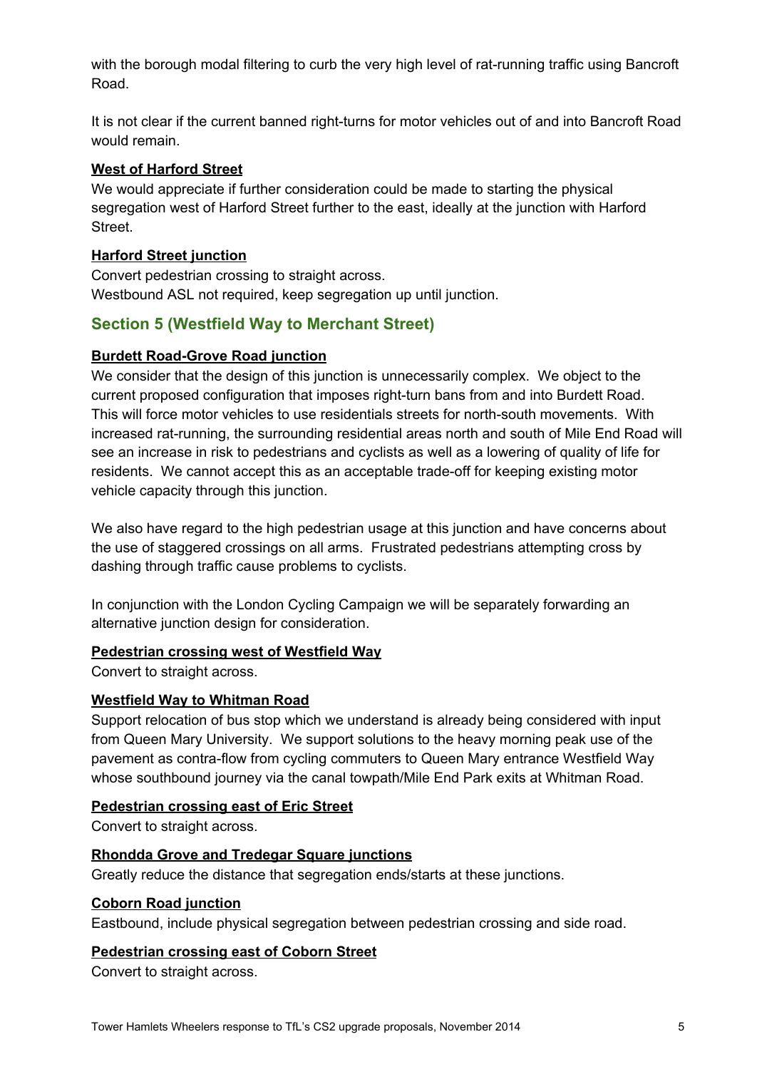with the borough modal filtering to curb the very high level of rat-running traffic using Bancroft Road.

It is not clear if the current banned right-turns for motor vehicles out of and into Bancroft Road would remain.

**West of Harford Street**

We would appreciate if further consideration could be made to starting the physical segregation west of Harford Street further to the east, ideally at the junction with Harford Street.

**Harford Street junction**

Convert pedestrian crossing to straight across.
Westbound ASL not required, keep segregation up until junction.

## Section 5 (Westfield Way to Merchant Street)

**Burdett Road-Grove Road junction**

We consider that the design of this junction is unnecessarily complex. We object to the current proposed configuration that imposes right-turn bans from and into Burdett Road. This will force motor vehicles to use residentials streets for north-south movements. With increased rat-running, the surrounding residential areas north and south of Mile End Road will see an increase in risk to pedestrians and cyclists as well as a lowering of quality of life for residents. We cannot accept this as an acceptable trade-off for keeping existing motor vehicle capacity through this junction.

We also have regard to the high pedestrian usage at this junction and have concerns about the use of staggered crossings on all arms. Frustrated pedestrians attempting cross by dashing through traffic cause problems to cyclists.

In conjunction with the London Cycling Campaign we will be separately forwarding an alternative junction design for consideration.

**Pedestrian crossing west of Westfield Way**

Convert to straight across.

**Westfield Way to Whitman Road**

Support relocation of bus stop which we understand is already being considered with input from Queen Mary University. We support solutions to the heavy morning peak use of the pavement as contra-flow from cycling commuters to Queen Mary entrance Westfield Way whose southbound journey via the canal towpath/Mile End Park exits at Whitman Road.

**Pedestrian crossing east of Eric Street**

Convert to straight across.

**Rhondda Grove and Tredegar Square junctions**

Greatly reduce the distance that segregation ends/starts at these junctions.

**Coborn Road junction**

Eastbound, include physical segregation between pedestrian crossing and side road.

**Pedestrian crossing east of Coborn Street**

Convert to straight across.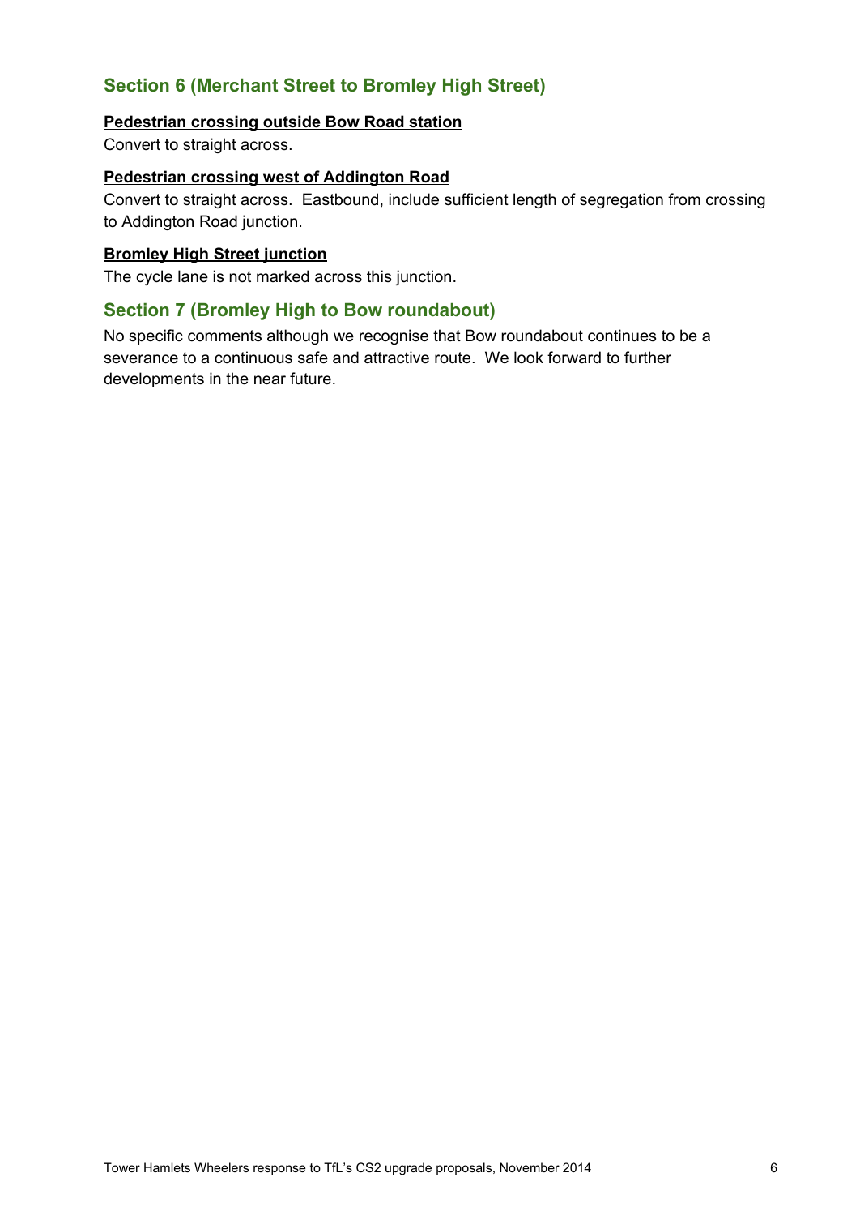## Section 6 (Merchant Street to Bromley High Street)

**Pedestrian crossing outside Bow Road station**

Convert to straight across.

**Pedestrian crossing west of Addington Road**

Convert to straight across. Eastbound, include sufficient length of segregation from crossing to Addington Road junction.

**Bromley High Street junction**

The cycle lane is not marked across this junction.

## Section 7 (Bromley High to Bow roundabout)

No specific comments although we recognise that Bow roundabout continues to be a severance to a continuous safe and attractive route. We look forward to further developments in the near future.